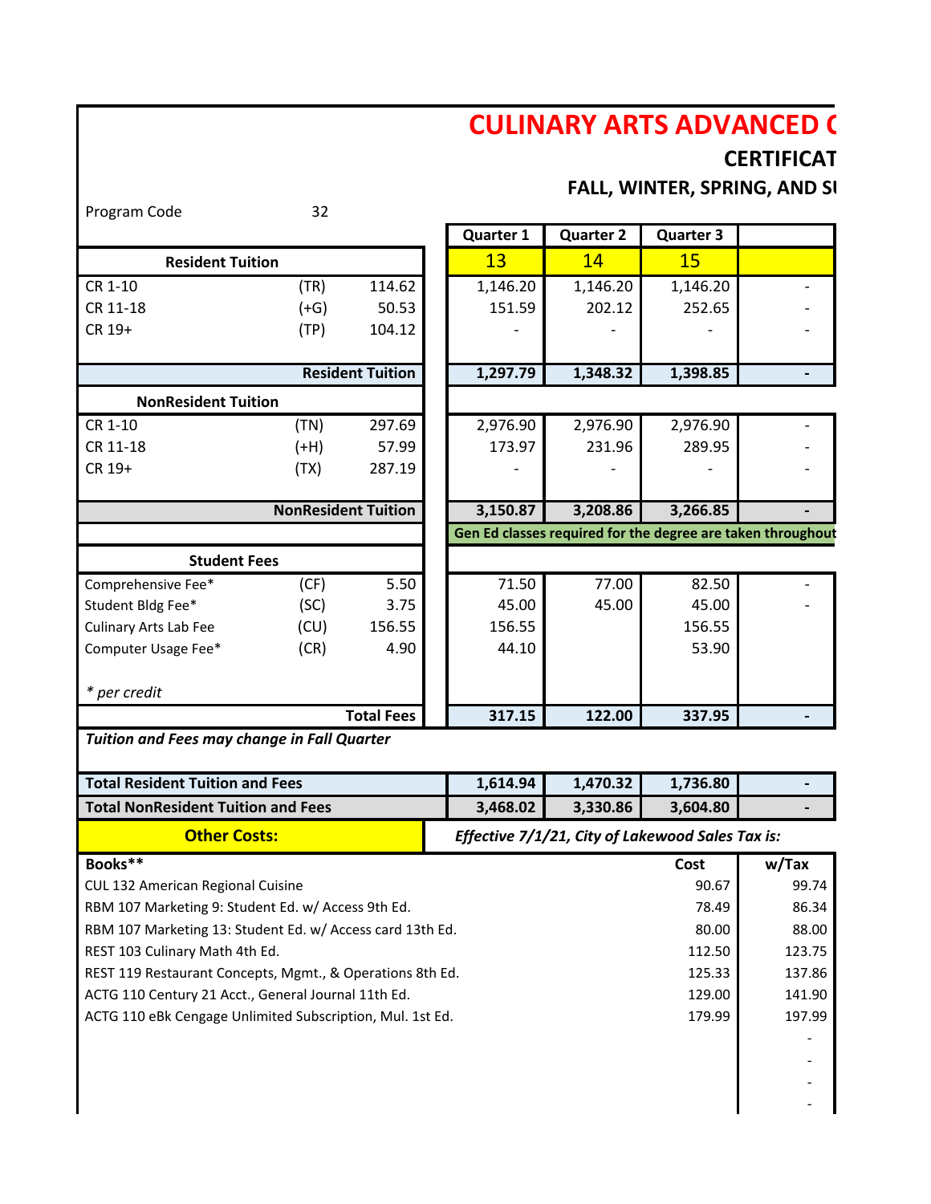# CULINARY ARTS ADVANCED C

## CERTIFICAT

### FALL, WINTER, SPRING, AND SU

Program Code 32

| Resident Tuition | | | Quarter 1 | Quarter 2 | Quarter 3 | |
|---|---|---|---|---|---|---|
| | | | 13 | 14 | 15 | |
| CR 1-10 | (TR) | 114.62 | 1,146.20 | 1,146.20 | 1,146.20 | - |
| CR 11-18 | (+G) | 50.53 | 151.59 | 202.12 | 252.65 | - |
| CR 19+ | (TP) | 104.12 | - | - | - | - |
| | | **Resident Tuition** | **1,297.79** | **1,348.32** | **1,398.85** | **-** |
| **NonResident Tuition** | | | | | | |
| CR 1-10 | (TN) | 297.69 | 2,976.90 | 2,976.90 | 2,976.90 | - |
| CR 11-18 | (+H) | 57.99 | 173.97 | 231.96 | 289.95 | - |
| CR 19+ | (TX) | 287.19 | - | - | - | - |
| | | **NonResident Tuition** | **3,150.87** | **3,208.86** | **3,266.85** | **-** |
| | | | **Gen Ed classes required for the degree are taken throughout** | | | |
| **Student Fees** | | | | | | |
| Comprehensive Fee* | (CF) | 5.50 | 71.50 | 77.00 | 82.50 | - |
| Student Bldg Fee* | (SC) | 3.75 | 45.00 | 45.00 | 45.00 | - |
| Culinary Arts Lab Fee | (CU) | 156.55 | 156.55 | | 156.55 | |
| Computer Usage Fee* | (CR) | 4.90 | 44.10 | | 53.90 | |
| *\* per credit* | | | | | | |
| | | **Total Fees** | **317.15** | **122.00** | **337.95** | **-** |

***Tuition and Fees may change in Fall Quarter***

| | Quarter 1 | Quarter 2 | Quarter 3 | |
|---|---|---|---|---|
| **Total Resident Tuition and Fees** | **1,614.94** | **1,470.32** | **1,736.80** | **-** |
| **Total NonResident Tuition and Fees** | **3,468.02** | **3,330.86** | **3,604.80** | **-** |

**Other Costs:** ***Effective 7/1/21, City of Lakewood Sales Tax is:***

| Books** | Cost | w/Tax |
|---|---|---|
| CUL 132 American Regional Cuisine | 90.67 | 99.74 |
| RBM 107 Marketing 9: Student Ed. w/ Access 9th Ed. | 78.49 | 86.34 |
| RBM 107 Marketing 13: Student Ed. w/ Access card 13th Ed. | 80.00 | 88.00 |
| REST 103 Culinary Math 4th Ed. | 112.50 | 123.75 |
| REST 119 Restaurant Concepts, Mgmt., & Operations 8th Ed. | 125.33 | 137.86 |
| ACTG 110 Century 21 Acct., General Journal 11th Ed. | 129.00 | 141.90 |
| ACTG 110 eBk Cengage Unlimited Subscription, Mul. 1st Ed. | 179.99 | 197.99 |
| | | - |
| | | - |
| | | - |
| | | - |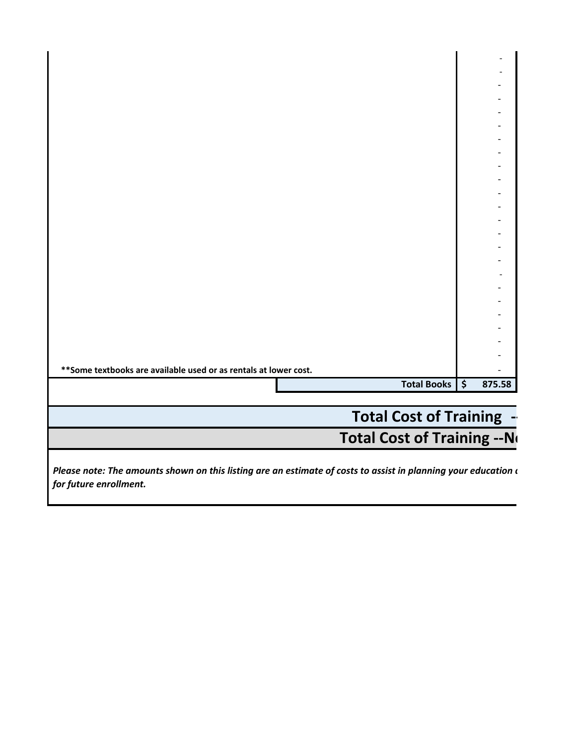| | |
|---|---|
| | - |
| | - |
| | - |
| | - |
| | - |
| | - |
| | - |
| | - |
| | - |
| | - |
| | - |
| | - |
| | - |
| | - |
| | - |
| | - |
| | - |
| | - |
| | - |
| | - |
| | - |
| | - |
| | - |
| **Some textbooks are available used or as rentals at lower cost.** | - |
| **Total Books** | **$ 875.58** |

## Total Cost of Training --

## Total Cost of Training --N

***Please note: The amounts shown on this listing are an estimate of costs to assist in planning your education a for future enrollment.***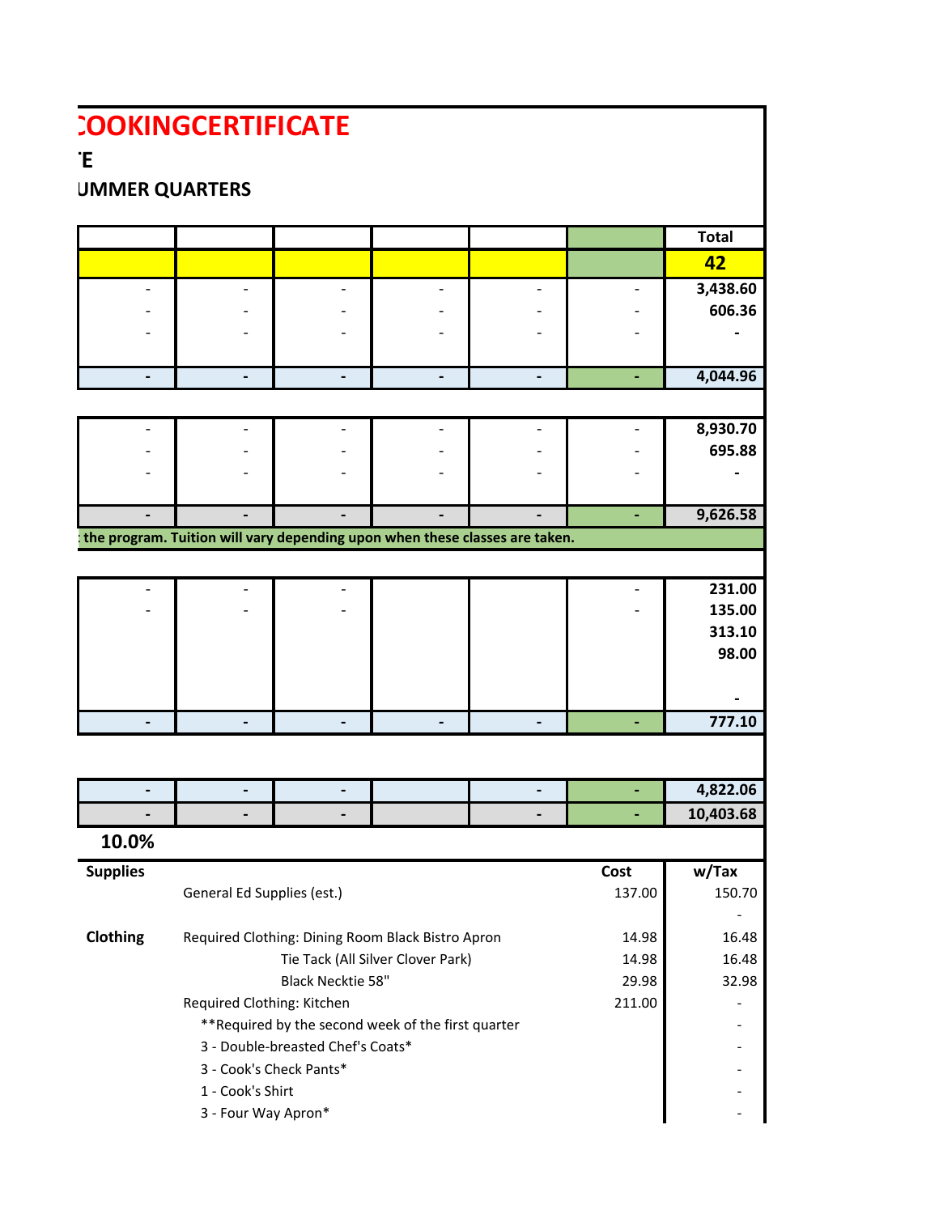# COOKINGCERTIFICATE

**E**

**UMMER QUARTERS**

| | | | | | | Total |
|---|---|---|---|---|---|---|
| | | | | | | **42** |
| - | - | - | - | - | - | **3,438.60** |
| - | - | - | - | - | - | **606.36** |
| - | - | - | - | - | - | **-** |
| **-** | **-** | **-** | **-** | **-** | **-** | **4,044.96** |
| | | | | | | |
| - | - | - | - | - | - | **8,930.70** |
| - | - | - | - | - | - | **695.88** |
| - | - | - | - | - | - | **-** |
| **-** | **-** | **-** | **-** | **-** | **-** | **9,626.58** |

**: the program. Tuition will vary depending upon when these classes are taken.**

| | | | | | | |
|---|---|---|---|---|---|---|
| - | - | - | | | - | **231.00** |
| - | - | - | | | - | **135.00** |
| | | | | | | **313.10** |
| | | | | | | **98.00** |
| | | | | | | **-** |
| **-** | **-** | **-** | **-** | **-** | **-** | **777.10** |
| | | | | | | |
| **-** | **-** | **-** | | **-** | **-** | **4,822.06** |
| **-** | **-** | **-** | | **-** | **-** | **10,403.68** |

**10.0%**

| **Supplies** | | Cost | w/Tax |
|---|---|---|---|
| | General Ed Supplies (est.) | 137.00 | 150.70 |
| | | | - |
| **Clothing** | Required Clothing: Dining Room Black Bistro Apron | 14.98 | 16.48 |
| | Tie Tack (All Silver Clover Park) | 14.98 | 16.48 |
| | Black Necktie 58" | 29.98 | 32.98 |
| | Required Clothing: Kitchen | 211.00 | - |
| | **Required by the second week of the first quarter | | - |
| | 3 - Double-breasted Chef's Coats* | | - |
| | 3 - Cook's Check Pants* | | - |
| | 1 - Cook's Shirt | | - |
| | 3 - Four Way Apron* | | - |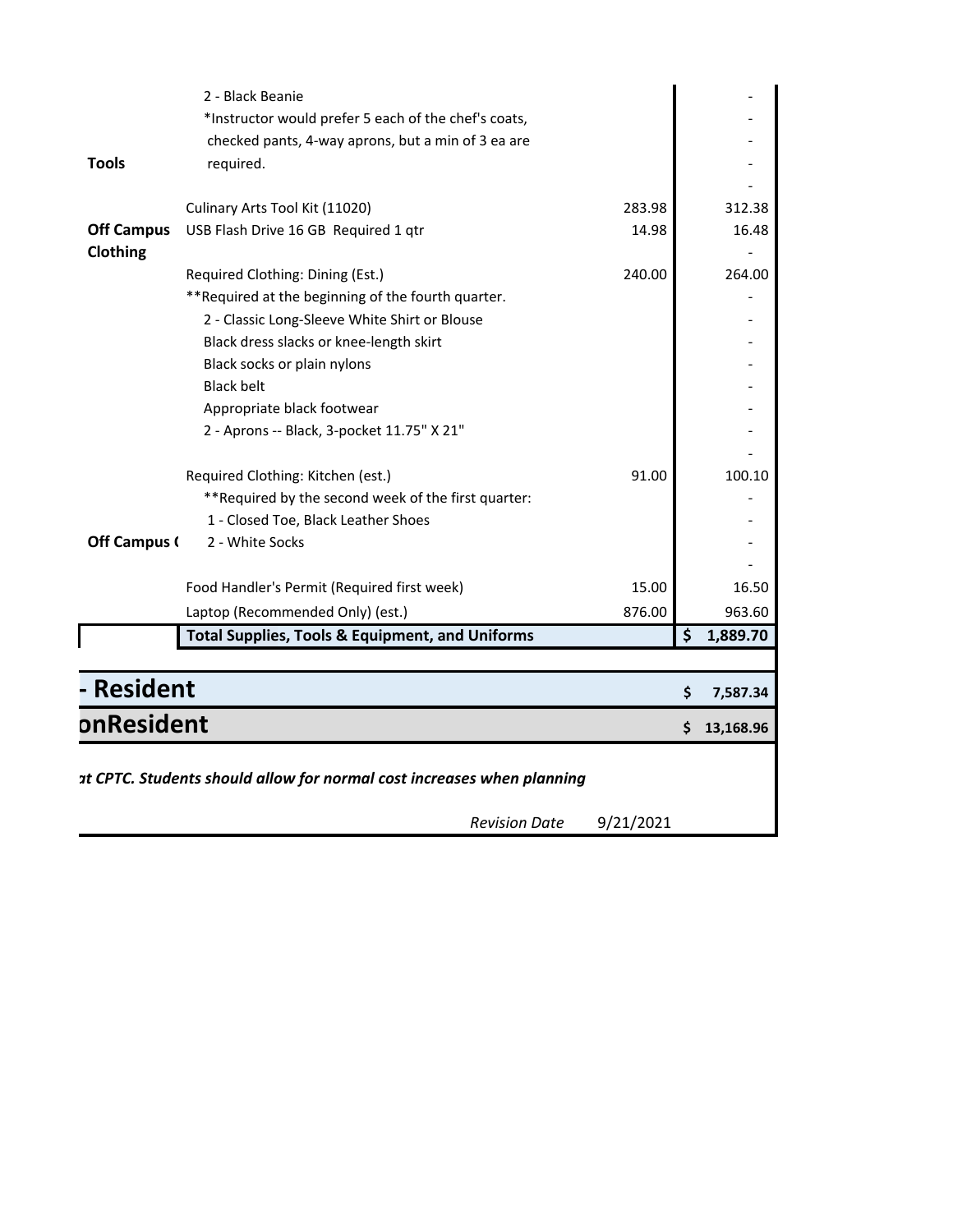| | | | |
|---|---|---|---|
| | 2 - Black Beanie | | - |
| | *Instructor would prefer 5 each of the chef's coats, | | - |
| | checked pants, 4-way aprons, but a min of 3 ea are | | - |
| **Tools** | required. | | - |
| | | | - |
| | Culinary Arts Tool Kit (11020) | 283.98 | 312.38 |
| **Off Campus** | USB Flash Drive 16 GB Required 1 qtr | 14.98 | 16.48 |
| **Clothing** | | | - |
| | Required Clothing: Dining (Est.) | 240.00 | 264.00 |
| | **Required at the beginning of the fourth quarter. | | - |
| | 2 - Classic Long-Sleeve White Shirt or Blouse | | - |
| | Black dress slacks or knee-length skirt | | - |
| | Black socks or plain nylons | | - |
| | Black belt | | - |
| | Appropriate black footwear | | - |
| | 2 - Aprons -- Black, 3-pocket 11.75" X 21" | | - |
| | | | - |
| | Required Clothing: Kitchen (est.) | 91.00 | 100.10 |
| | **Required by the second week of the first quarter: | | - |
| | 1 - Closed Toe, Black Leather Shoes | | - |
| **Off Campus (** | 2 - White Socks | | - |
| | | | - |
| | Food Handler's Permit (Required first week) | 15.00 | 16.50 |
| | Laptop (Recommended Only) (est.) | 876.00 | 963.60 |
| | **Total Supplies, Tools & Equipment, and Uniforms** | | **$ 1,889.70** |

| | |
|---|---|
| **- Resident** | **$ 7,587.34** |
| **onResident** | **$ 13,168.96** |

***at CPTC. Students should allow for normal cost increases when planning***

*Revision Date* 9/21/2021